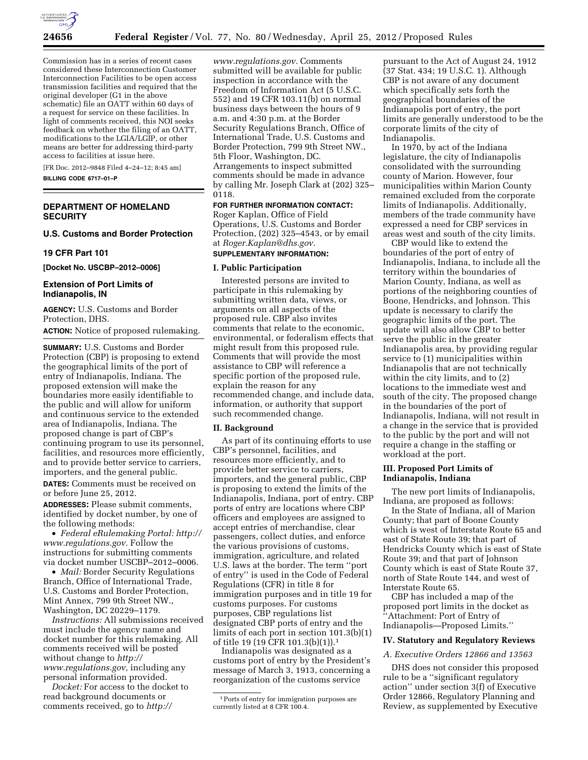Commission has in a series of recent cases considered these Interconnection Customer Interconnection Facilities to be open access transmission facilities and required that the original developer (G1 in the above schematic) file an OATT within 60 days of a request for service on these facilities. In light of comments received, this NOI seeks feedback on whether the filing of an OATT, modifications to the LGIA/LGIP, or other means are better for addressing third-party access to facilities at issue here.

[FR Doc. 2012–9848 Filed 4–24–12; 8:45 am]

**BILLING CODE 6717–01–P**

---

## DEPARTMENT OF HOMELAND SECURITY

### U.S. Customs and Border Protection

### 19 CFR Part 101

**[Docket No. USCBP–2012–0006]**

### Extension of Port Limits of Indianapolis, IN

**AGENCY:** U.S. Customs and Border Protection, DHS.

**ACTION:** Notice of proposed rulemaking.

**SUMMARY:** U.S. Customs and Border Protection (CBP) is proposing to extend the geographical limits of the port of entry of Indianapolis, Indiana. The proposed extension will make the boundaries more easily identifiable to the public and will allow for uniform and continuous service to the extended area of Indianapolis, Indiana. The proposed change is part of CBP's continuing program to use its personnel, facilities, and resources more efficiently, and to provide better service to carriers, importers, and the general public.

**DATES:** Comments must be received on or before June 25, 2012.

**ADDRESSES:** Please submit comments, identified by docket number, by one of the following methods:

- *Federal eRulemaking Portal: http://www.regulations.gov.* Follow the instructions for submitting comments via docket number USCBP–2012–0006.
- *Mail:* Border Security Regulations Branch, Office of International Trade, U.S. Customs and Border Protection, Mint Annex, 799 9th Street NW., Washington, DC 20229–1179.

*Instructions:* All submissions received must include the agency name and docket number for this rulemaking. All comments received will be posted without change to *http://www.regulations.gov,* including any personal information provided.

*Docket:* For access to the docket to read background documents or comments received, go to *http://www.regulations.gov.* Comments submitted will be available for public inspection in accordance with the Freedom of Information Act (5 U.S.C. 552) and 19 CFR 103.11(b) on normal business days between the hours of 9 a.m. and 4:30 p.m. at the Border Security Regulations Branch, Office of International Trade, U.S. Customs and Border Protection, 799 9th Street NW., 5th Floor, Washington, DC. Arrangements to inspect submitted comments should be made in advance by calling Mr. Joseph Clark at (202) 325–0118.

**FOR FURTHER INFORMATION CONTACT:** Roger Kaplan, Office of Field Operations, U.S. Customs and Border Protection, (202) 325–4543, or by email at *Roger.Kaplan@dhs.gov*.

**SUPPLEMENTARY INFORMATION:**

### I. Public Participation

Interested persons are invited to participate in this rulemaking by submitting written data, views, or arguments on all aspects of the proposed rule. CBP also invites comments that relate to the economic, environmental, or federalism effects that might result from this proposed rule. Comments that will provide the most assistance to CBP will reference a specific portion of the proposed rule, explain the reason for any recommended change, and include data, information, or authority that support such recommended change.

### II. Background

As part of its continuing efforts to use CBP's personnel, facilities, and resources more efficiently, and to provide better service to carriers, importers, and the general public, CBP is proposing to extend the limits of the Indianapolis, Indiana, port of entry. CBP ports of entry are locations where CBP officers and employees are assigned to accept entries of merchandise, clear passengers, collect duties, and enforce the various provisions of customs, immigration, agriculture, and related U.S. laws at the border. The term "port of entry" is used in the Code of Federal Regulations (CFR) in title 8 for immigration purposes and in title 19 for customs purposes. For customs purposes, CBP regulations list designated CBP ports of entry and the limits of each port in section 101.3(b)(1) of title 19 (19 CFR 101.3(b)(1)).[1]

Indianapolis was designated as a customs port of entry by the President's message of March 3, 1913, concerning a reorganization of the customs service pursuant to the Act of August 24, 1912 (37 Stat. 434; 19 U.S.C. 1). Although CBP is not aware of any document which specifically sets forth the geographical boundaries of the Indianapolis port of entry, the port limits are generally understood to be the corporate limits of the city of Indianapolis.

In 1970, by act of the Indiana legislature, the city of Indianapolis consolidated with the surrounding county of Marion. However, four municipalities within Marion County remained excluded from the corporate limits of Indianapolis. Additionally, members of the trade community have expressed a need for CBP services in areas west and south of the city limits.

CBP would like to extend the boundaries of the port of entry of Indianapolis, Indiana, to include all the territory within the boundaries of Marion County, Indiana, as well as portions of the neighboring counties of Boone, Hendricks, and Johnson. This update is necessary to clarify the geographic limits of the port. The update will also allow CBP to better serve the public in the greater Indianapolis area, by providing regular service to (1) municipalities within Indianapolis that are not technically within the city limits, and to (2) locations to the immediate west and south of the city. The proposed change in the boundaries of the port of Indianapolis, Indiana, will not result in a change in the service that is provided to the public by the port and will not require a change in the staffing or workload at the port.

### III. Proposed Port Limits of Indianapolis, Indiana

The new port limits of Indianapolis, Indiana, are proposed as follows:

In the State of Indiana, all of Marion County; that part of Boone County which is west of Interstate Route 65 and east of State Route 39; that part of Hendricks County which is east of State Route 39; and that part of Johnson County which is east of State Route 37, north of State Route 144, and west of Interstate Route 65.

CBP has included a map of the proposed port limits in the docket as "Attachment: Port of Entry of Indianapolis—Proposed Limits."

### IV. Statutory and Regulatory Reviews

#### *A. Executive Orders 12866 and 13563*

DHS does not consider this proposed rule to be a "significant regulatory action" under section 3(f) of Executive Order 12866, Regulatory Planning and Review, as supplemented by Executive

---

[1] Ports of entry for immigration purposes are currently listed at 8 CFR 100.4.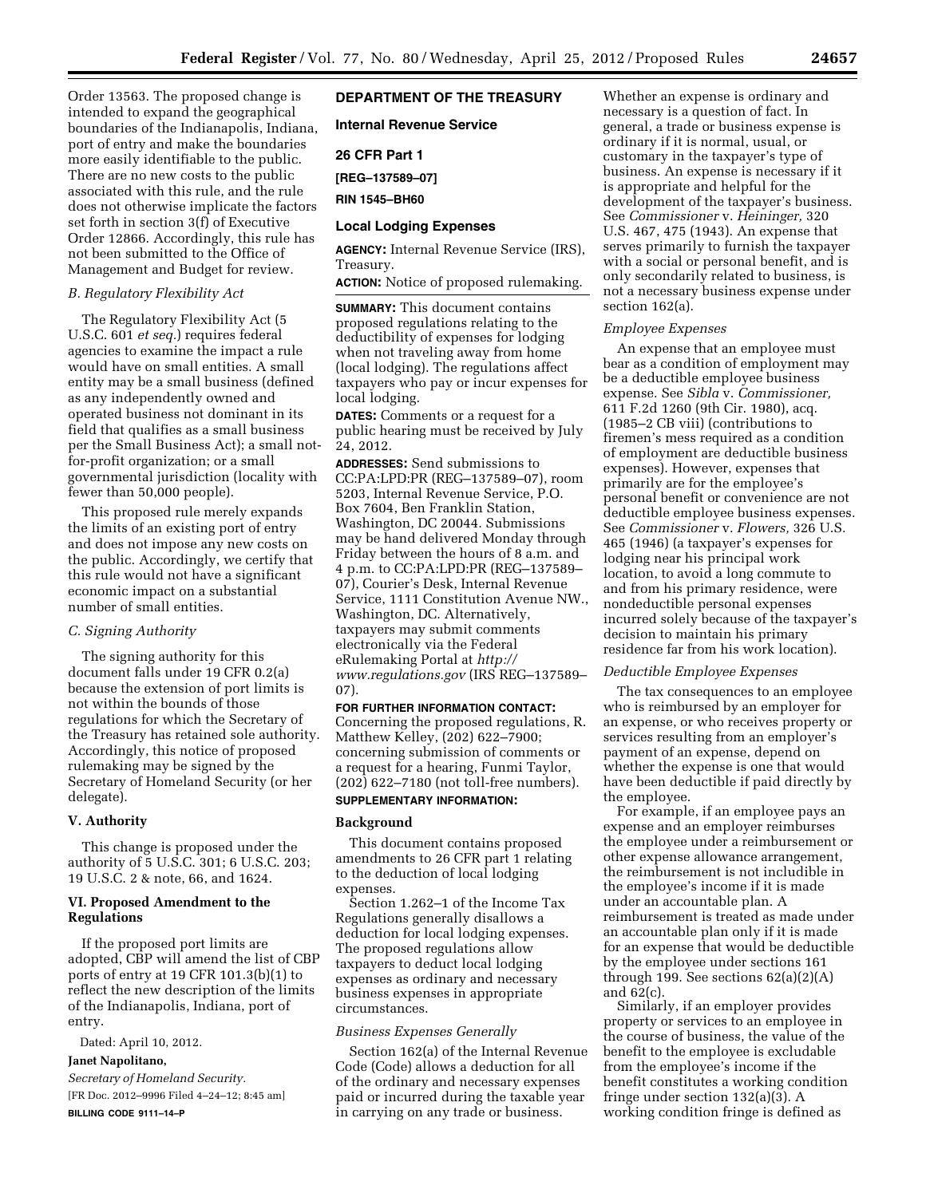Order 13563. The proposed change is intended to expand the geographical boundaries of the Indianapolis, Indiana, port of entry and make the boundaries more easily identifiable to the public. There are no new costs to the public associated with this rule, and the rule does not otherwise implicate the factors set forth in section 3(f) of Executive Order 12866. Accordingly, this rule has not been submitted to the Office of Management and Budget for review.

### *B. Regulatory Flexibility Act*

The Regulatory Flexibility Act (5 U.S.C. 601 *et seq.*) requires federal agencies to examine the impact a rule would have on small entities. A small entity may be a small business (defined as any independently owned and operated business not dominant in its field that qualifies as a small business per the Small Business Act); a small not-for-profit organization; or a small governmental jurisdiction (locality with fewer than 50,000 people).

This proposed rule merely expands the limits of an existing port of entry and does not impose any new costs on the public. Accordingly, we certify that this rule would not have a significant economic impact on a substantial number of small entities.

### *C. Signing Authority*

The signing authority for this document falls under 19 CFR 0.2(a) because the extension of port limits is not within the bounds of those regulations for which the Secretary of the Treasury has retained sole authority. Accordingly, this notice of proposed rulemaking may be signed by the Secretary of Homeland Security (or her delegate).

## V. Authority

This change is proposed under the authority of 5 U.S.C. 301; 6 U.S.C. 203; 19 U.S.C. 2 & note, 66, and 1624.

## VI. Proposed Amendment to the Regulations

If the proposed port limits are adopted, CBP will amend the list of CBP ports of entry at 19 CFR 101.3(b)(1) to reflect the new description of the limits of the Indianapolis, Indiana, port of entry.

Dated: April 10, 2012.

**Janet Napolitano,**

*Secretary of Homeland Security.*

[FR Doc. 2012–9996 Filed 4–24–12; 8:45 am]

**BILLING CODE 9111–14–P**

## DEPARTMENT OF THE TREASURY

## Internal Revenue Service

## 26 CFR Part 1

**[REG–137589–07]**

**RIN 1545–BH60**

## Local Lodging Expenses

**AGENCY:** Internal Revenue Service (IRS), Treasury.

**ACTION:** Notice of proposed rulemaking.

**SUMMARY:** This document contains proposed regulations relating to the deductibility of expenses for lodging when not traveling away from home (local lodging). The regulations affect taxpayers who pay or incur expenses for local lodging.

**DATES:** Comments or a request for a public hearing must be received by July 24, 2012.

**ADDRESSES:** Send submissions to CC:PA:LPD:PR (REG–137589–07), room 5203, Internal Revenue Service, P.O. Box 7604, Ben Franklin Station, Washington, DC 20044. Submissions may be hand delivered Monday through Friday between the hours of 8 a.m. and 4 p.m. to CC:PA:LPD:PR (REG–137589–07), Courier's Desk, Internal Revenue Service, 1111 Constitution Avenue NW., Washington, DC. Alternatively, taxpayers may submit comments electronically via the Federal eRulemaking Portal at *http://www.regulations.gov* (IRS REG–137589–07).

**FOR FURTHER INFORMATION CONTACT:** Concerning the proposed regulations, R. Matthew Kelley, (202) 622–7900; concerning submission of comments or a request for a hearing, Funmi Taylor, (202) 622–7180 (not toll-free numbers).

**SUPPLEMENTARY INFORMATION:**

## Background

This document contains proposed amendments to 26 CFR part 1 relating to the deduction of local lodging expenses.

Section 1.262–1 of the Income Tax Regulations generally disallows a deduction for local lodging expenses. The proposed regulations allow taxpayers to deduct local lodging expenses as ordinary and necessary business expenses in appropriate circumstances.

### *Business Expenses Generally*

Section 162(a) of the Internal Revenue Code (Code) allows a deduction for all of the ordinary and necessary expenses paid or incurred during the taxable year in carrying on any trade or business. Whether an expense is ordinary and necessary is a question of fact. In general, a trade or business expense is ordinary if it is normal, usual, or customary in the taxpayer's type of business. An expense is necessary if it is appropriate and helpful for the development of the taxpayer's business. See *Commissioner* v. *Heininger,* 320 U.S. 467, 475 (1943). An expense that serves primarily to furnish the taxpayer with a social or personal benefit, and is only secondarily related to business, is not a necessary business expense under section 162(a).

### *Employee Expenses*

An expense that an employee must bear as a condition of employment may be a deductible employee business expense. See *Sibla* v. *Commissioner,* 611 F.2d 1260 (9th Cir. 1980), acq. (1985–2 CB viii) (contributions to firemen's mess required as a condition of employment are deductible business expenses). However, expenses that primarily are for the employee's personal benefit or convenience are not deductible employee business expenses. See *Commissioner* v. *Flowers,* 326 U.S. 465 (1946) (a taxpayer's expenses for lodging near his principal work location, to avoid a long commute to and from his primary residence, were nondeductible personal expenses incurred solely because of the taxpayer's decision to maintain his primary residence far from his work location).

### *Deductible Employee Expenses*

The tax consequences to an employee who is reimbursed by an employer for an expense, or who receives property or services resulting from an employer's payment of an expense, depend on whether the expense is one that would have been deductible if paid directly by the employee.

For example, if an employee pays an expense and an employer reimburses the employee under a reimbursement or other expense allowance arrangement, the reimbursement is not includible in the employee's income if it is made under an accountable plan. A reimbursement is treated as made under an accountable plan only if it is made for an expense that would be deductible by the employee under sections 161 through 199. See sections 62(a)(2)(A) and 62(c).

Similarly, if an employer provides property or services to an employee in the course of business, the value of the benefit to the employee is excludable from the employee's income if the benefit constitutes a working condition fringe under section 132(a)(3). A working condition fringe is defined as